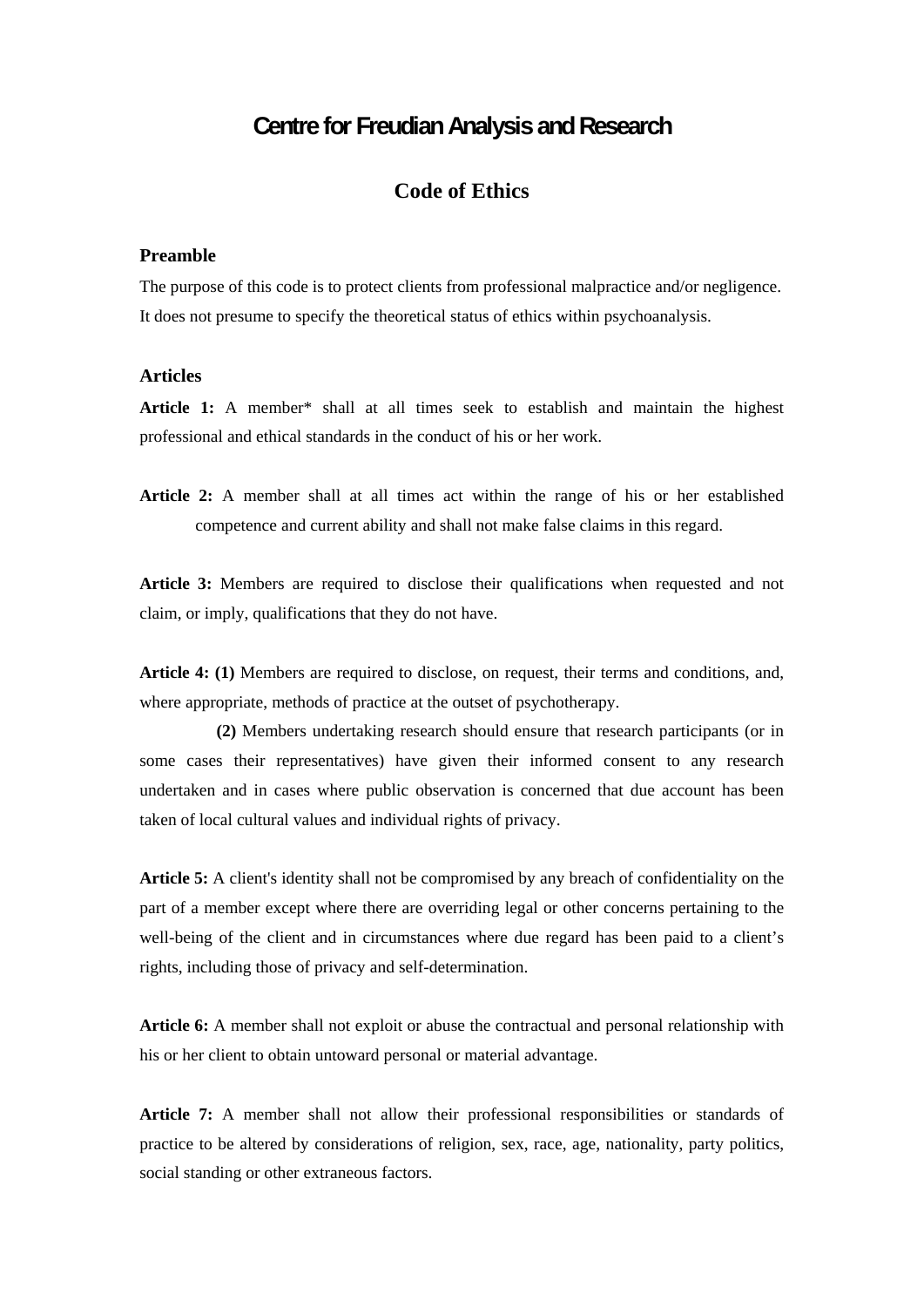# Centre for Freudian Analysis and Research

## Code of Ethics

### Preamble

The purpose of this code is to protect clients from professional malpractice and/or negligence. It does not presume to specify the theoretical status of ethics within psychoanalysis.

### Articles

**Article 1:** A member* shall at all times seek to establish and maintain the highest professional and ethical standards in the conduct of his or her work.

**Article 2:** A member shall at all times act within the range of his or her established competence and current ability and shall not make false claims in this regard.

**Article 3:** Members are required to disclose their qualifications when requested and not claim, or imply, qualifications that they do not have.

**Article 4: (1)** Members are required to disclose, on request, their terms and conditions, and, where appropriate, methods of practice at the outset of psychotherapy.

**(2)** Members undertaking research should ensure that research participants (or in some cases their representatives) have given their informed consent to any research undertaken and in cases where public observation is concerned that due account has been taken of local cultural values and individual rights of privacy.

**Article 5:** A client's identity shall not be compromised by any breach of confidentiality on the part of a member except where there are overriding legal or other concerns pertaining to the well-being of the client and in circumstances where due regard has been paid to a client's rights, including those of privacy and self-determination.

**Article 6:** A member shall not exploit or abuse the contractual and personal relationship with his or her client to obtain untoward personal or material advantage.

**Article 7:** A member shall not allow their professional responsibilities or standards of practice to be altered by considerations of religion, sex, race, age, nationality, party politics, social standing or other extraneous factors.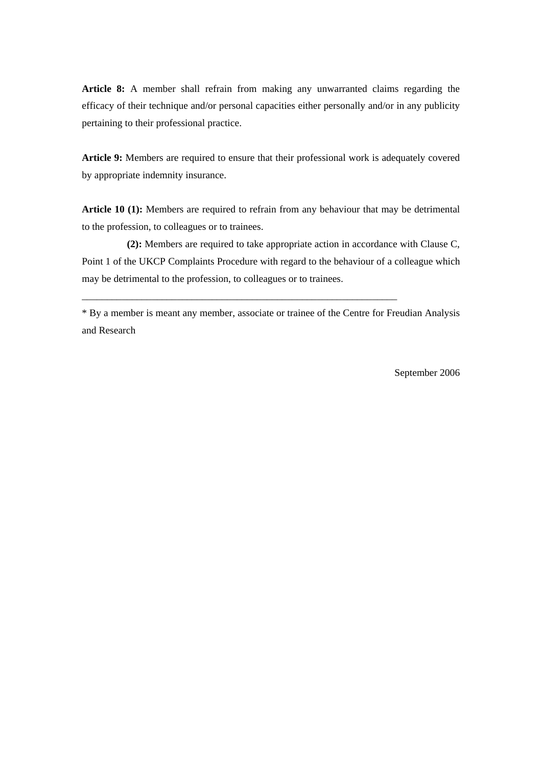**Article 8:** A member shall refrain from making any unwarranted claims regarding the efficacy of their technique and/or personal capacities either personally and/or in any publicity pertaining to their professional practice.

**Article 9:** Members are required to ensure that their professional work is adequately covered by appropriate indemnity insurance.

**Article 10 (1):** Members are required to refrain from any behaviour that may be detrimental to the profession, to colleagues or to trainees.

**(2):** Members are required to take appropriate action in accordance with Clause C, Point 1 of the UKCP Complaints Procedure with regard to the behaviour of a colleague which may be detrimental to the profession, to colleagues or to trainees.

---

* By a member is meant any member, associate or trainee of the Centre for Freudian Analysis and Research

September 2006